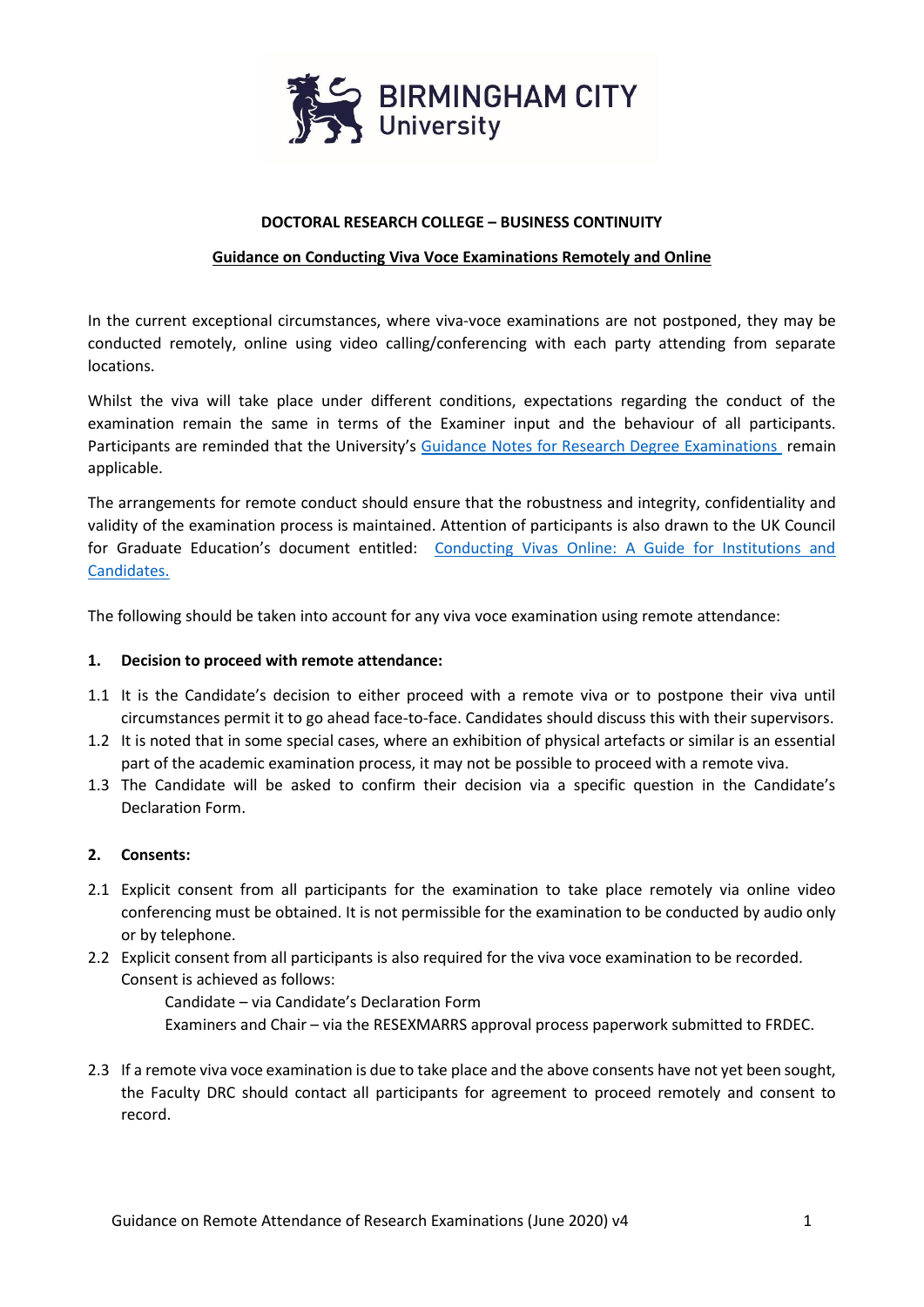**DOCTORAL RESEARCH COLLEGE – BUSINESS CONTINUITY**

**Guidance on Conducting Viva Voce Examinations Remotely and Online**

In the current exceptional circumstances, where viva-voce examinations are not postponed, they may be conducted remotely, online using video calling/conferencing with each party attending from separate locations.

Whilst the viva will take place under different conditions, expectations regarding the conduct of the examination remain the same in terms of the Examiner input and the behaviour of all participants. Participants are reminded that the University's Guidance Notes for Research Degree Examinations remain applicable.

The arrangements for remote conduct should ensure that the robustness and integrity, confidentiality and validity of the examination process is maintained. Attention of participants is also drawn to the UK Council for Graduate Education's document entitled: Conducting Vivas Online: A Guide for Institutions and Candidates.

The following should be taken into account for any viva voce examination using remote attendance:

**1. Decision to proceed with remote attendance:**

1.1 It is the Candidate's decision to either proceed with a remote viva or to postpone their viva until circumstances permit it to go ahead face-to-face. Candidates should discuss this with their supervisors.

1.2 It is noted that in some special cases, where an exhibition of physical artefacts or similar is an essential part of the academic examination process, it may not be possible to proceed with a remote viva.

1.3 The Candidate will be asked to confirm their decision via a specific question in the Candidate's Declaration Form.

**2. Consents:**

2.1 Explicit consent from all participants for the examination to take place remotely via online video conferencing must be obtained. It is not permissible for the examination to be conducted by audio only or by telephone.

2.2 Explicit consent from all participants is also required for the viva voce examination to be recorded. Consent is achieved as follows:

    Candidate – via Candidate's Declaration Form
    Examiners and Chair – via the RESEXMARRS approval process paperwork submitted to FRDEC.

2.3 If a remote viva voce examination is due to take place and the above consents have not yet been sought, the Faculty DRC should contact all participants for agreement to proceed remotely and consent to record.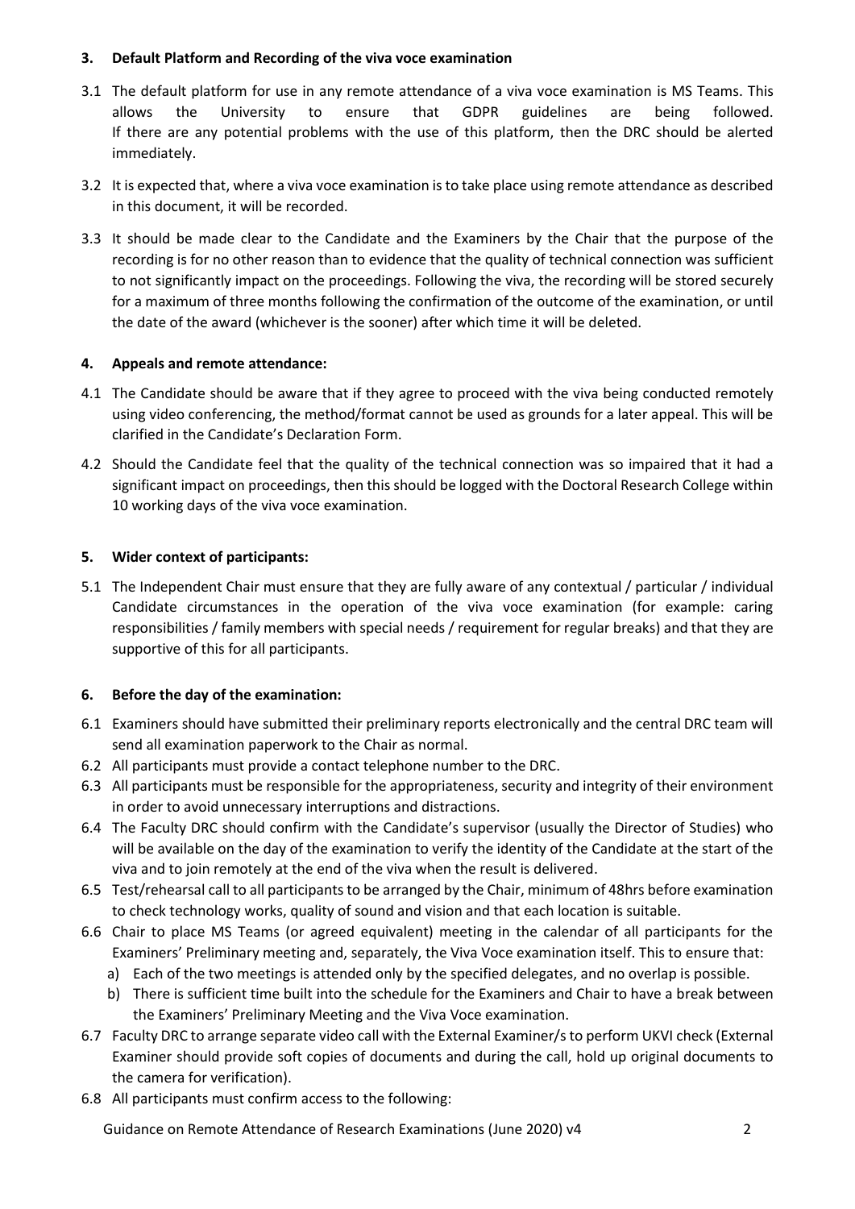## 3. Default Platform and Recording of the viva voce examination

3.1 The default platform for use in any remote attendance of a viva voce examination is MS Teams. This allows the University to ensure that GDPR guidelines are being followed. If there are any potential problems with the use of this platform, then the DRC should be alerted immediately.

3.2 It is expected that, where a viva voce examination is to take place using remote attendance as described in this document, it will be recorded.

3.3 It should be made clear to the Candidate and the Examiners by the Chair that the purpose of the recording is for no other reason than to evidence that the quality of technical connection was sufficient to not significantly impact on the proceedings. Following the viva, the recording will be stored securely for a maximum of three months following the confirmation of the outcome of the examination, or until the date of the award (whichever is the sooner) after which time it will be deleted.

## 4. Appeals and remote attendance:

4.1 The Candidate should be aware that if they agree to proceed with the viva being conducted remotely using video conferencing, the method/format cannot be used as grounds for a later appeal. This will be clarified in the Candidate's Declaration Form.

4.2 Should the Candidate feel that the quality of the technical connection was so impaired that it had a significant impact on proceedings, then this should be logged with the Doctoral Research College within 10 working days of the viva voce examination.

## 5. Wider context of participants:

5.1 The Independent Chair must ensure that they are fully aware of any contextual / particular / individual Candidate circumstances in the operation of the viva voce examination (for example: caring responsibilities / family members with special needs / requirement for regular breaks) and that they are supportive of this for all participants.

## 6. Before the day of the examination:

6.1 Examiners should have submitted their preliminary reports electronically and the central DRC team will send all examination paperwork to the Chair as normal.

6.2 All participants must provide a contact telephone number to the DRC.

6.3 All participants must be responsible for the appropriateness, security and integrity of their environment in order to avoid unnecessary interruptions and distractions.

6.4 The Faculty DRC should confirm with the Candidate's supervisor (usually the Director of Studies) who will be available on the day of the examination to verify the identity of the Candidate at the start of the viva and to join remotely at the end of the viva when the result is delivered.

6.5 Test/rehearsal call to all participants to be arranged by the Chair, minimum of 48hrs before examination to check technology works, quality of sound and vision and that each location is suitable.

6.6 Chair to place MS Teams (or agreed equivalent) meeting in the calendar of all participants for the Examiners' Preliminary meeting and, separately, the Viva Voce examination itself. This to ensure that:

a) Each of the two meetings is attended only by the specified delegates, and no overlap is possible.

b) There is sufficient time built into the schedule for the Examiners and Chair to have a break between the Examiners' Preliminary Meeting and the Viva Voce examination.

6.7 Faculty DRC to arrange separate video call with the External Examiner/s to perform UKVI check (External Examiner should provide soft copies of documents and during the call, hold up original documents to the camera for verification).

6.8 All participants must confirm access to the following: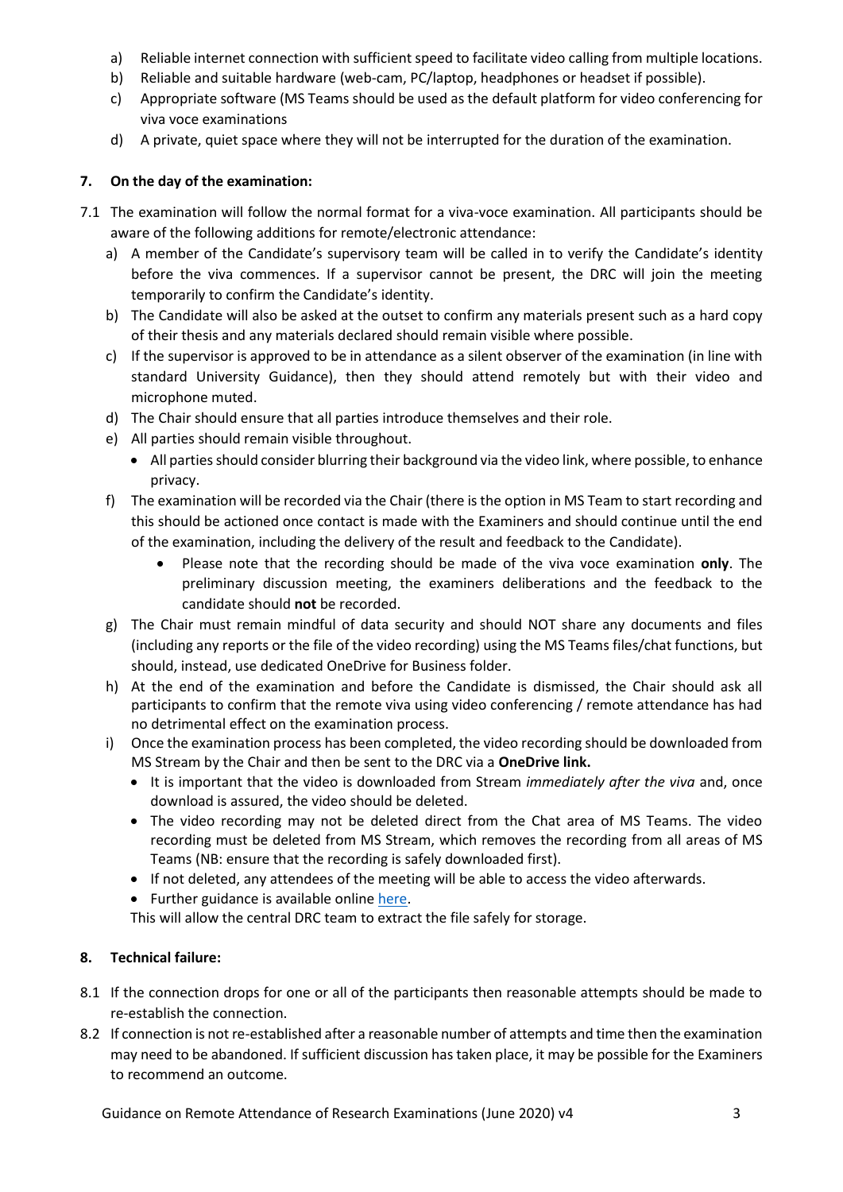a) Reliable internet connection with sufficient speed to facilitate video calling from multiple locations.
b) Reliable and suitable hardware (web-cam, PC/laptop, headphones or headset if possible).
c) Appropriate software (MS Teams should be used as the default platform for video conferencing for viva voce examinations
d) A private, quiet space where they will not be interrupted for the duration of the examination.

**7. On the day of the examination:**

7.1 The examination will follow the normal format for a viva-voce examination. All participants should be aware of the following additions for remote/electronic attendance:

a) A member of the Candidate's supervisory team will be called in to verify the Candidate's identity before the viva commences. If a supervisor cannot be present, the DRC will join the meeting temporarily to confirm the Candidate's identity.
b) The Candidate will also be asked at the outset to confirm any materials present such as a hard copy of their thesis and any materials declared should remain visible where possible.
c) If the supervisor is approved to be in attendance as a silent observer of the examination (in line with standard University Guidance), then they should attend remotely but with their video and microphone muted.
d) The Chair should ensure that all parties introduce themselves and their role.
e) All parties should remain visible throughout.
    - All parties should consider blurring their background via the video link, where possible, to enhance privacy.
f) The examination will be recorded via the Chair (there is the option in MS Team to start recording and this should be actioned once contact is made with the Examiners and should continue until the end of the examination, including the delivery of the result and feedback to the Candidate).
    - Please note that the recording should be made of the viva voce examination **only**. The preliminary discussion meeting, the examiners deliberations and the feedback to the candidate should **not** be recorded.
g) The Chair must remain mindful of data security and should NOT share any documents and files (including any reports or the file of the video recording) using the MS Teams files/chat functions, but should, instead, use dedicated OneDrive for Business folder.
h) At the end of the examination and before the Candidate is dismissed, the Chair should ask all participants to confirm that the remote viva using video conferencing / remote attendance has had no detrimental effect on the examination process.
i) Once the examination process has been completed, the video recording should be downloaded from MS Stream by the Chair and then be sent to the DRC via a **OneDrive link.**
    - It is important that the video is downloaded from Stream *immediately after the viva* and, once download is assured, the video should be deleted.
    - The video recording may not be deleted direct from the Chat area of MS Teams. The video recording must be deleted from MS Stream, which removes the recording from all areas of MS Teams (NB: ensure that the recording is safely downloaded first).
    - If not deleted, any attendees of the meeting will be able to access the video afterwards.
    - Further guidance is available online here.

    This will allow the central DRC team to extract the file safely for storage.

**8. Technical failure:**

8.1 If the connection drops for one or all of the participants then reasonable attempts should be made to re-establish the connection.

8.2 If connection is not re-established after a reasonable number of attempts and time then the examination may need to be abandoned. If sufficient discussion has taken place, it may be possible for the Examiners to recommend an outcome.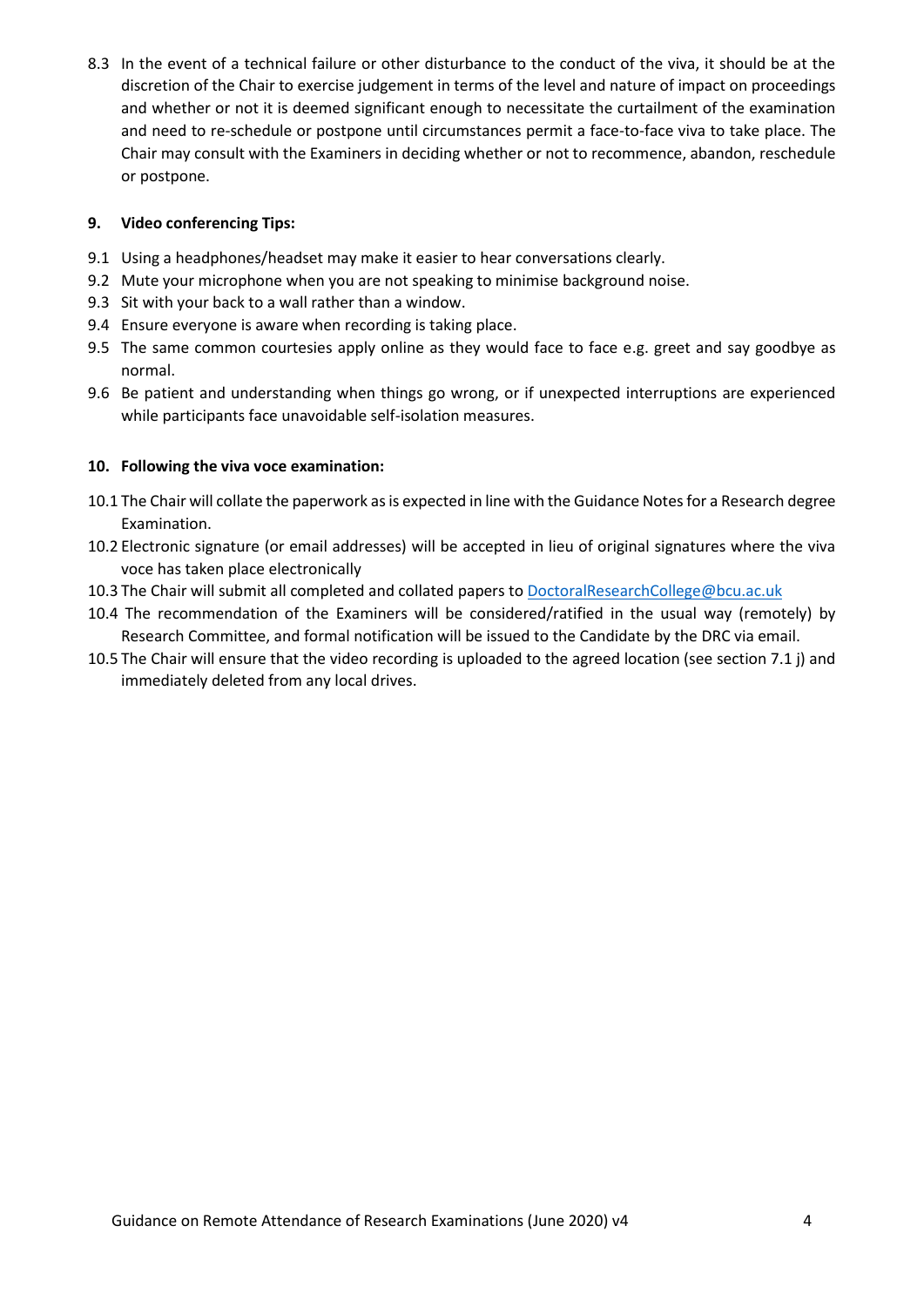8.3 In the event of a technical failure or other disturbance to the conduct of the viva, it should be at the discretion of the Chair to exercise judgement in terms of the level and nature of impact on proceedings and whether or not it is deemed significant enough to necessitate the curtailment of the examination and need to re-schedule or postpone until circumstances permit a face-to-face viva to take place. The Chair may consult with the Examiners in deciding whether or not to recommence, abandon, reschedule or postpone.

## 9. Video conferencing Tips:

9.1 Using a headphones/headset may make it easier to hear conversations clearly.

9.2 Mute your microphone when you are not speaking to minimise background noise.

9.3 Sit with your back to a wall rather than a window.

9.4 Ensure everyone is aware when recording is taking place.

9.5 The same common courtesies apply online as they would face to face e.g. greet and say goodbye as normal.

9.6 Be patient and understanding when things go wrong, or if unexpected interruptions are experienced while participants face unavoidable self-isolation measures.

## 10. Following the viva voce examination:

10.1 The Chair will collate the paperwork as is expected in line with the Guidance Notes for a Research degree Examination.

10.2 Electronic signature (or email addresses) will be accepted in lieu of original signatures where the viva voce has taken place electronically

10.3 The Chair will submit all completed and collated papers to DoctoralResearchCollege@bcu.ac.uk

10.4 The recommendation of the Examiners will be considered/ratified in the usual way (remotely) by Research Committee, and formal notification will be issued to the Candidate by the DRC via email.

10.5 The Chair will ensure that the video recording is uploaded to the agreed location (see section 7.1 j) and immediately deleted from any local drives.